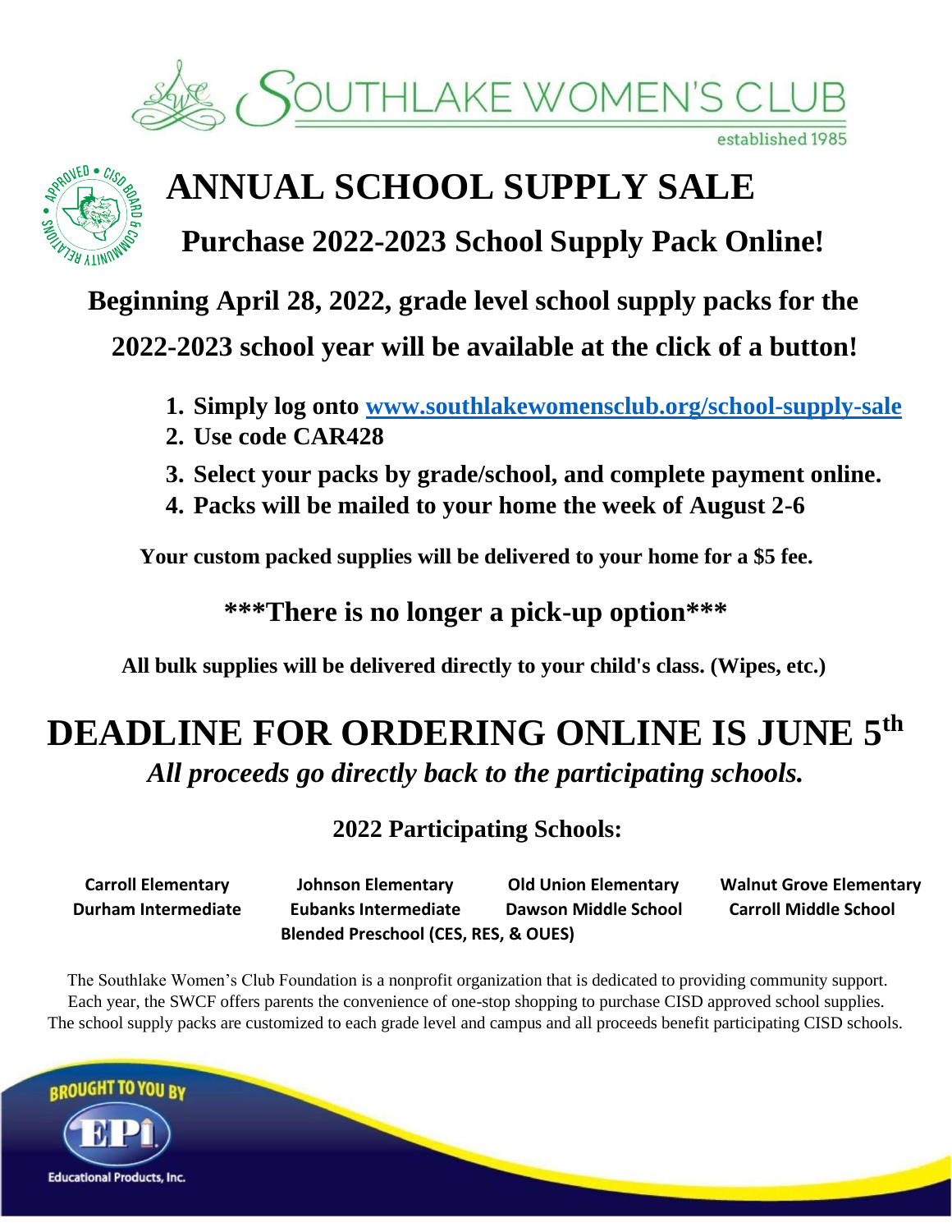# SOUTHLAKE WOMEN'S CLUB

established 1985

APPROVED • CISD BOARD & COMMUNITY RELATIONS

# ANNUAL SCHOOL SUPPLY SALE

## Purchase 2022-2023 School Supply Pack Online!

**Beginning April 28, 2022, grade level school supply packs for the 2022-2023 school year will be available at the click of a button!**

1. **Simply log onto [www.southlakewomensclub.org/school-supply-sale](www.southlakewomensclub.org/school-supply-sale)**
2. **Use code CAR428**
3. **Select your packs by grade/school, and complete payment online.**
4. **Packs will be mailed to your home the week of August 2-6**

**Your custom packed supplies will be delivered to your home for a $5 fee.**

**\*\*\*There is no longer a pick-up option\*\*\***

**All bulk supplies will be delivered directly to your child's class. (Wipes, etc.)**

# DEADLINE FOR ORDERING ONLINE IS JUNE 5th

***All proceeds go directly back to the participating schools.***

### 2022 Participating Schools:

| | | | |
|---|---|---|---|
| **Carroll Elementary** | **Johnson Elementary** | **Old Union Elementary** | **Walnut Grove Elementary** |
| **Durham Intermediate** | **Eubanks Intermediate** | **Dawson Middle School** | **Carroll Middle School** |

**Blended Preschool (CES, RES, & OUES)**

The Southlake Women's Club Foundation is a nonprofit organization that is dedicated to providing community support. Each year, the SWCF offers parents the convenience of one-stop shopping to purchase CISD approved school supplies. The school supply packs are customized to each grade level and campus and all proceeds benefit participating CISD schools.

BROUGHT TO YOU BY

EPI

Educational Products, Inc.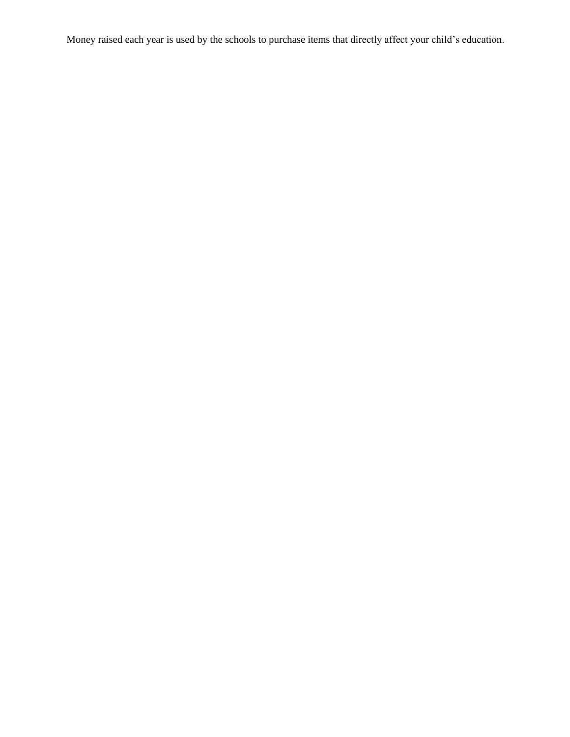Money raised each year is used by the schools to purchase items that directly affect your child’s education.